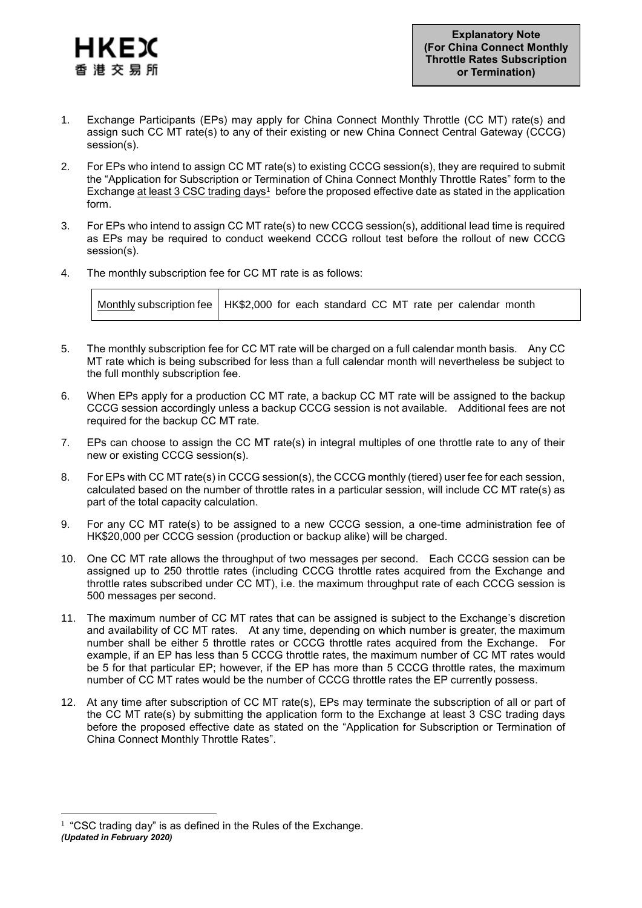HKEX
香港交易所

**Explanatory Note (For China Connect Monthly Throttle Rates Subscription or Termination)**

1. Exchange Participants (EPs) may apply for China Connect Monthly Throttle (CC MT) rate(s) and assign such CC MT rate(s) to any of their existing or new China Connect Central Gateway (CCCG) session(s).

2. For EPs who intend to assign CC MT rate(s) to existing CCCG session(s), they are required to submit the "Application for Subscription or Termination of China Connect Monthly Throttle Rates" form to the Exchange at least 3 CSC trading days[1] before the proposed effective date as stated in the application form.

3. For EPs who intend to assign CC MT rate(s) to new CCCG session(s), additional lead time is required as EPs may be required to conduct weekend CCCG rollout test before the rollout of new CCCG session(s).

4. The monthly subscription fee for CC MT rate is as follows:

| Monthly subscription fee | HK$2,000 for each standard CC MT rate per calendar month |
|---|---|

5. The monthly subscription fee for CC MT rate will be charged on a full calendar month basis. Any CC MT rate which is being subscribed for less than a full calendar month will nevertheless be subject to the full monthly subscription fee.

6. When EPs apply for a production CC MT rate, a backup CC MT rate will be assigned to the backup CCCG session accordingly unless a backup CCCG session is not available. Additional fees are not required for the backup CC MT rate.

7. EPs can choose to assign the CC MT rate(s) in integral multiples of one throttle rate to any of their new or existing CCCG session(s).

8. For EPs with CC MT rate(s) in CCCG session(s), the CCCG monthly (tiered) user fee for each session, calculated based on the number of throttle rates in a particular session, will include CC MT rate(s) as part of the total capacity calculation.

9. For any CC MT rate(s) to be assigned to a new CCCG session, a one-time administration fee of HK$20,000 per CCCG session (production or backup alike) will be charged.

10. One CC MT rate allows the throughput of two messages per second. Each CCCG session can be assigned up to 250 throttle rates (including CCCG throttle rates acquired from the Exchange and throttle rates subscribed under CC MT), i.e. the maximum throughput rate of each CCCG session is 500 messages per second.

11. The maximum number of CC MT rates that can be assigned is subject to the Exchange's discretion and availability of CC MT rates. At any time, depending on which number is greater, the maximum number shall be either 5 throttle rates or CCCG throttle rates acquired from the Exchange. For example, if an EP has less than 5 CCCG throttle rates, the maximum number of CC MT rates would be 5 for that particular EP; however, if the EP has more than 5 CCCG throttle rates, the maximum number of CC MT rates would be the number of CCCG throttle rates the EP currently possess.

12. At any time after subscription of CC MT rate(s), EPs may terminate the subscription of all or part of the CC MT rate(s) by submitting the application form to the Exchange at least 3 CSC trading days before the proposed effective date as stated on the "Application for Subscription or Termination of China Connect Monthly Throttle Rates".

[1] "CSC trading day" is as defined in the Rules of the Exchange.

*(Updated in February 2020)*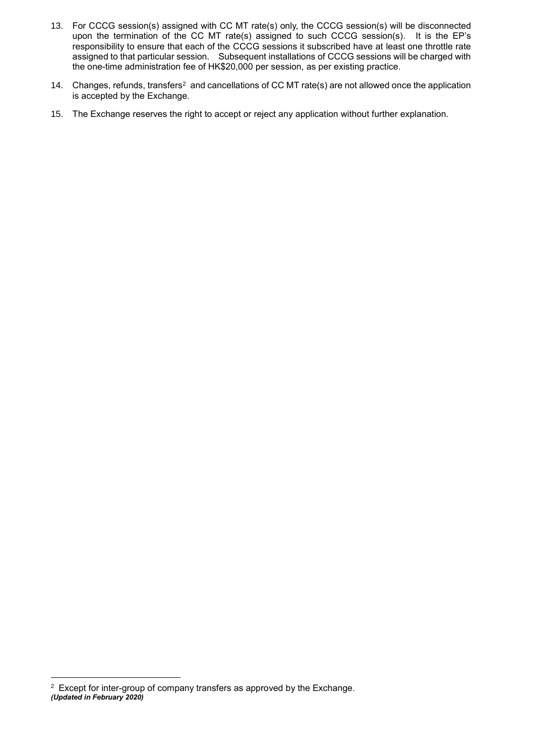13. For CCCG session(s) assigned with CC MT rate(s) only, the CCCG session(s) will be disconnected upon the termination of the CC MT rate(s) assigned to such CCCG session(s). It is the EP's responsibility to ensure that each of the CCCG sessions it subscribed have at least one throttle rate assigned to that particular session. Subsequent installations of CCCG sessions will be charged with the one-time administration fee of HK$20,000 per session, as per existing practice.

14. Changes, refunds, transfers[2] and cancellations of CC MT rate(s) are not allowed once the application is accepted by the Exchange.

15. The Exchange reserves the right to accept or reject any application without further explanation.

---

[2] Except for inter-group of company transfers as approved by the Exchange.

***(Updated in February 2020)***